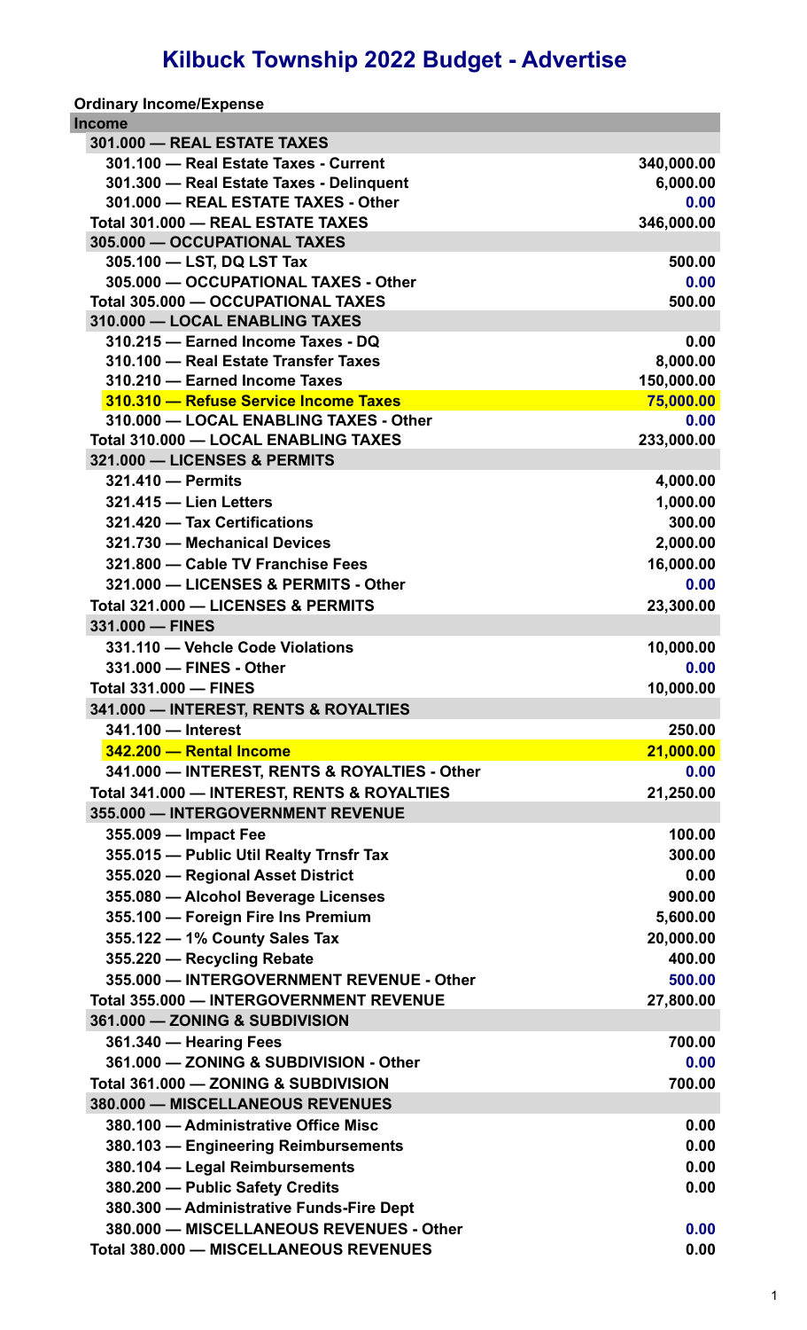# Kilbuck Township 2022 Budget - Advertise

**Ordinary Income/Expense**

| Income | |
|---|---|
| **301.000 — REAL ESTATE TAXES** | |
| 301.100 — Real Estate Taxes - Current | 340,000.00 |
| 301.300 — Real Estate Taxes - Delinquent | 6,000.00 |
| 301.000 — REAL ESTATE TAXES - Other | 0.00 |
| **Total 301.000 — REAL ESTATE TAXES** | 346,000.00 |
| **305.000 — OCCUPATIONAL TAXES** | |
| 305.100 — LST, DQ LST Tax | 500.00 |
| 305.000 — OCCUPATIONAL TAXES - Other | 0.00 |
| **Total 305.000 — OCCUPATIONAL TAXES** | 500.00 |
| **310.000 — LOCAL ENABLING TAXES** | |
| 310.215 — Earned Income Taxes - DQ | 0.00 |
| 310.100 — Real Estate Transfer Taxes | 8,000.00 |
| 310.210 — Earned Income Taxes | 150,000.00 |
| 310.310 — Refuse Service Income Taxes | 75,000.00 |
| 310.000 — LOCAL ENABLING TAXES - Other | 0.00 |
| **Total 310.000 — LOCAL ENABLING TAXES** | 233,000.00 |
| **321.000 — LICENSES & PERMITS** | |
| 321.410 — Permits | 4,000.00 |
| 321.415 — Lien Letters | 1,000.00 |
| 321.420 — Tax Certifications | 300.00 |
| 321.730 — Mechanical Devices | 2,000.00 |
| 321.800 — Cable TV Franchise Fees | 16,000.00 |
| 321.000 — LICENSES & PERMITS - Other | 0.00 |
| **Total 321.000 — LICENSES & PERMITS** | 23,300.00 |
| **331.000 — FINES** | |
| 331.110 — Vehcle Code Violations | 10,000.00 |
| 331.000 — FINES - Other | 0.00 |
| **Total 331.000 — FINES** | 10,000.00 |
| **341.000 — INTEREST, RENTS & ROYALTIES** | |
| 341.100 — Interest | 250.00 |
| 342.200 — Rental Income | 21,000.00 |
| 341.000 — INTEREST, RENTS & ROYALTIES - Other | 0.00 |
| **Total 341.000 — INTEREST, RENTS & ROYALTIES** | 21,250.00 |
| **355.000 — INTERGOVERNMENT REVENUE** | |
| 355.009 — Impact Fee | 100.00 |
| 355.015 — Public Util Realty Trnsfr Tax | 300.00 |
| 355.020 — Regional Asset District | 0.00 |
| 355.080 — Alcohol Beverage Licenses | 900.00 |
| 355.100 — Foreign Fire Ins Premium | 5,600.00 |
| 355.122 — 1% County Sales Tax | 20,000.00 |
| 355.220 — Recycling Rebate | 400.00 |
| 355.000 — INTERGOVERNMENT REVENUE - Other | 500.00 |
| **Total 355.000 — INTERGOVERNMENT REVENUE** | 27,800.00 |
| **361.000 — ZONING & SUBDIVISION** | |
| 361.340 — Hearing Fees | 700.00 |
| 361.000 — ZONING & SUBDIVISION - Other | 0.00 |
| **Total 361.000 — ZONING & SUBDIVISION** | 700.00 |
| **380.000 — MISCELLANEOUS REVENUES** | |
| 380.100 — Administrative Office Misc | 0.00 |
| 380.103 — Engineering Reimbursements | 0.00 |
| 380.104 — Legal Reimbursements | 0.00 |
| 380.200 — Public Safety Credits | 0.00 |
| 380.300 — Administrative Funds-Fire Dept | |
| 380.000 — MISCELLANEOUS REVENUES - Other | 0.00 |
| **Total 380.000 — MISCELLANEOUS REVENUES** | 0.00 |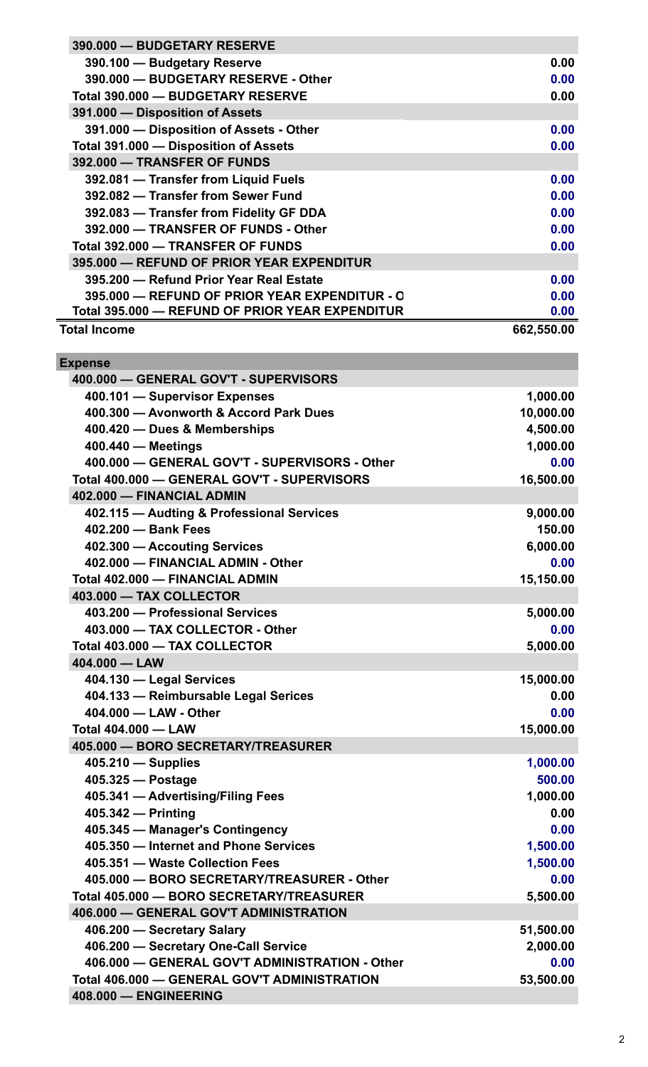| | |
|---|---|
| **390.000 — BUDGETARY RESERVE** | |
| **390.100 — Budgetary Reserve** | **0.00** |
| **390.000 — BUDGETARY RESERVE - Other** | **0.00** |
| **Total 390.000 — BUDGETARY RESERVE** | **0.00** |
| **391.000 — Disposition of Assets** | |
| **391.000 — Disposition of Assets - Other** | **0.00** |
| **Total 391.000 — Disposition of Assets** | **0.00** |
| **392.000 — TRANSFER OF FUNDS** | |
| **392.081 — Transfer from Liquid Fuels** | **0.00** |
| **392.082 — Transfer from Sewer Fund** | **0.00** |
| **392.083 — Transfer from Fidelity GF DDA** | **0.00** |
| **392.000 — TRANSFER OF FUNDS - Other** | **0.00** |
| **Total 392.000 — TRANSFER OF FUNDS** | **0.00** |
| **395.000 — REFUND OF PRIOR YEAR EXPENDITUR** | |
| **395.200 — Refund Prior Year Real Estate** | **0.00** |
| **395.000 — REFUND OF PRIOR YEAR EXPENDITUR - O** | **0.00** |
| **Total 395.000 — REFUND OF PRIOR YEAR EXPENDITUR** | **0.00** |
| **Total Income** | **662,550.00** |

| | |
|---|---|
| **Expense** | |
| **400.000 — GENERAL GOV'T - SUPERVISORS** | |
| **400.101 — Supervisor Expenses** | **1,000.00** |
| **400.300 — Avonworth & Accord Park Dues** | **10,000.00** |
| **400.420 — Dues & Memberships** | **4,500.00** |
| **400.440 — Meetings** | **1,000.00** |
| **400.000 — GENERAL GOV'T - SUPERVISORS - Other** | **0.00** |
| **Total 400.000 — GENERAL GOV'T - SUPERVISORS** | **16,500.00** |
| **402.000 — FINANCIAL ADMIN** | |
| **402.115 — Audting & Professional Services** | **9,000.00** |
| **402.200 — Bank Fees** | **150.00** |
| **402.300 — Accouting Services** | **6,000.00** |
| **402.000 — FINANCIAL ADMIN - Other** | **0.00** |
| **Total 402.000 — FINANCIAL ADMIN** | **15,150.00** |
| **403.000 — TAX COLLECTOR** | |
| **403.200 — Professional Services** | **5,000.00** |
| **403.000 — TAX COLLECTOR - Other** | **0.00** |
| **Total 403.000 — TAX COLLECTOR** | **5,000.00** |
| **404.000 — LAW** | |
| **404.130 — Legal Services** | **15,000.00** |
| **404.133 — Reimbursable Legal Serices** | **0.00** |
| **404.000 — LAW - Other** | **0.00** |
| **Total 404.000 — LAW** | **15,000.00** |
| **405.000 — BORO SECRETARY/TREASURER** | |
| **405.210 — Supplies** | **1,000.00** |
| **405.325 — Postage** | **500.00** |
| **405.341 — Advertising/Filing Fees** | **1,000.00** |
| **405.342 — Printing** | **0.00** |
| **405.345 — Manager's Contingency** | **0.00** |
| **405.350 — Internet and Phone Services** | **1,500.00** |
| **405.351 — Waste Collection Fees** | **1,500.00** |
| **405.000 — BORO SECRETARY/TREASURER - Other** | **0.00** |
| **Total 405.000 — BORO SECRETARY/TREASURER** | **5,500.00** |
| **406.000 — GENERAL GOV'T ADMINISTRATION** | |
| **406.200 — Secretary Salary** | **51,500.00** |
| **406.200 — Secretary One-Call Service** | **2,000.00** |
| **406.000 — GENERAL GOV'T ADMINISTRATION - Other** | **0.00** |
| **Total 406.000 — GENERAL GOV'T ADMINISTRATION** | **53,500.00** |
| **408.000 — ENGINEERING** | |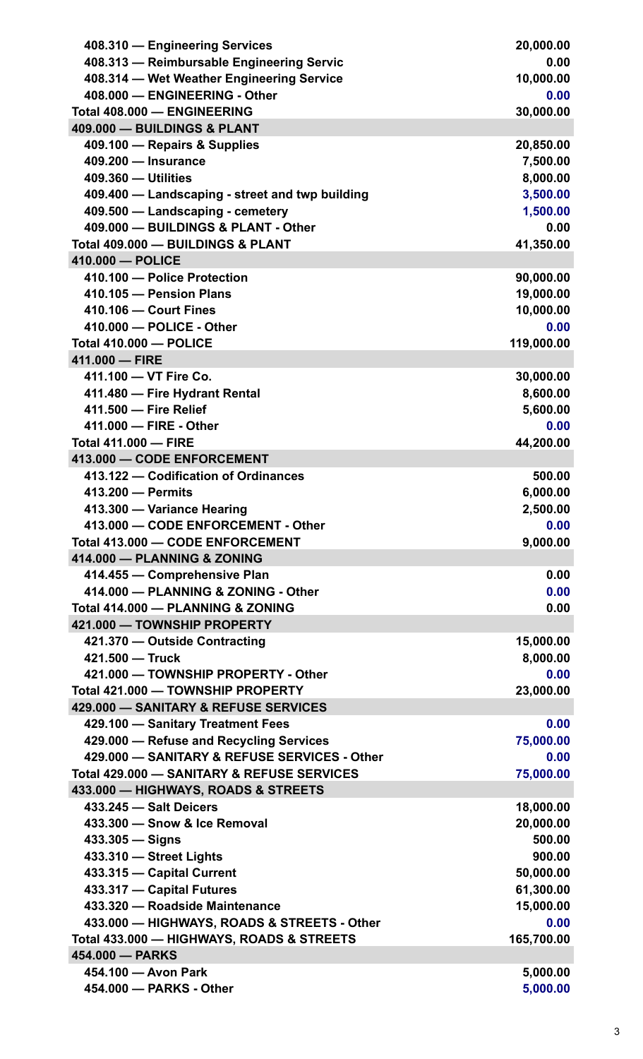| Account | Amount |
|---|---|
| 408.310 — Engineering Services | 20,000.00 |
| 408.313 — Reimbursable Engineering Servic | 0.00 |
| 408.314 — Wet Weather Engineering Service | 10,000.00 |
| 408.000 — ENGINEERING - Other | 0.00 |
| **Total 408.000 — ENGINEERING** | **30,000.00** |
| **409.000 — BUILDINGS & PLANT** | |
| 409.100 — Repairs & Supplies | 20,850.00 |
| 409.200 — Insurance | 7,500.00 |
| 409.360 — Utilities | 8,000.00 |
| 409.400 — Landscaping - street and twp building | 3,500.00 |
| 409.500 — Landscaping - cemetery | 1,500.00 |
| 409.000 — BUILDINGS & PLANT - Other | 0.00 |
| **Total 409.000 — BUILDINGS & PLANT** | **41,350.00** |
| **410.000 — POLICE** | |
| 410.100 — Police Protection | 90,000.00 |
| 410.105 — Pension Plans | 19,000.00 |
| 410.106 — Court Fines | 10,000.00 |
| 410.000 — POLICE - Other | 0.00 |
| **Total 410.000 — POLICE** | **119,000.00** |
| **411.000 — FIRE** | |
| 411.100 — VT Fire Co. | 30,000.00 |
| 411.480 — Fire Hydrant Rental | 8,600.00 |
| 411.500 — Fire Relief | 5,600.00 |
| 411.000 — FIRE - Other | 0.00 |
| **Total 411.000 — FIRE** | **44,200.00** |
| **413.000 — CODE ENFORCEMENT** | |
| 413.122 — Codification of Ordinances | 500.00 |
| 413.200 — Permits | 6,000.00 |
| 413.300 — Variance Hearing | 2,500.00 |
| 413.000 — CODE ENFORCEMENT - Other | 0.00 |
| **Total 413.000 — CODE ENFORCEMENT** | **9,000.00** |
| **414.000 — PLANNING & ZONING** | |
| 414.455 — Comprehensive Plan | 0.00 |
| 414.000 — PLANNING & ZONING - Other | 0.00 |
| **Total 414.000 — PLANNING & ZONING** | **0.00** |
| **421.000 — TOWNSHIP PROPERTY** | |
| 421.370 — Outside Contracting | 15,000.00 |
| 421.500 — Truck | 8,000.00 |
| 421.000 — TOWNSHIP PROPERTY - Other | 0.00 |
| **Total 421.000 — TOWNSHIP PROPERTY** | **23,000.00** |
| **429.000 — SANITARY & REFUSE SERVICES** | |
| 429.100 — Sanitary Treatment Fees | 0.00 |
| 429.000 — Refuse and Recycling Services | 75,000.00 |
| 429.000 — SANITARY & REFUSE SERVICES - Other | 0.00 |
| **Total 429.000 — SANITARY & REFUSE SERVICES** | **75,000.00** |
| **433.000 — HIGHWAYS, ROADS & STREETS** | |
| 433.245 — Salt Deicers | 18,000.00 |
| 433.300 — Snow & Ice Removal | 20,000.00 |
| 433.305 — Signs | 500.00 |
| 433.310 — Street Lights | 900.00 |
| 433.315 — Capital Current | 50,000.00 |
| 433.317 — Capital Futures | 61,300.00 |
| 433.320 — Roadside Maintenance | 15,000.00 |
| 433.000 — HIGHWAYS, ROADS & STREETS - Other | 0.00 |
| **Total 433.000 — HIGHWAYS, ROADS & STREETS** | **165,700.00** |
| **454.000 — PARKS** | |
| 454.100 — Avon Park | 5,000.00 |
| 454.000 — PARKS - Other | 5,000.00 |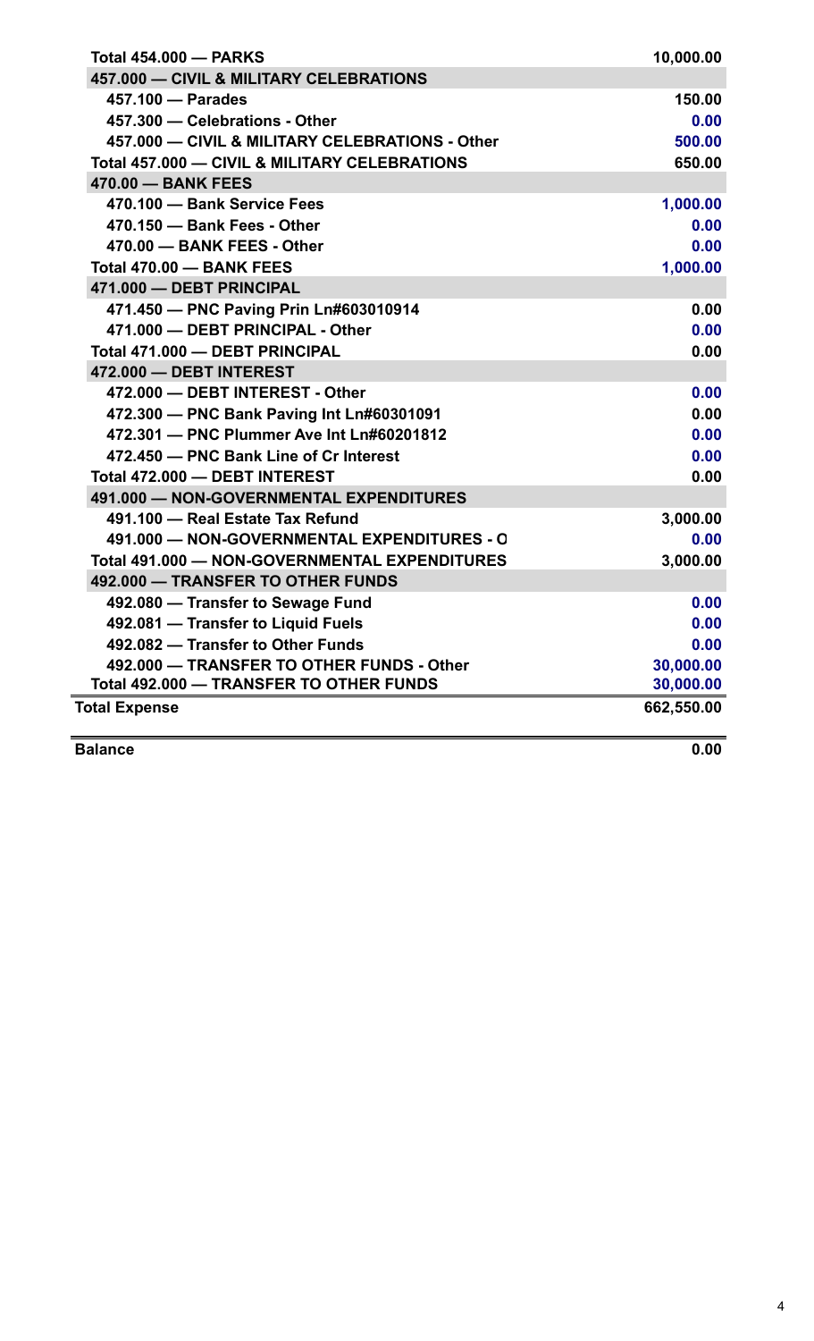| | |
|---|---|
| **Total 454.000 — PARKS** | **10,000.00** |
| **457.000 — CIVIL & MILITARY CELEBRATIONS** | |
| **457.100 — Parades** | **150.00** |
| **457.300 — Celebrations - Other** | **0.00** |
| **457.000 — CIVIL & MILITARY CELEBRATIONS - Other** | **500.00** |
| **Total 457.000 — CIVIL & MILITARY CELEBRATIONS** | **650.00** |
| **470.00 — BANK FEES** | |
| **470.100 — Bank Service Fees** | **1,000.00** |
| **470.150 — Bank Fees - Other** | **0.00** |
| **470.00 — BANK FEES - Other** | **0.00** |
| **Total 470.00 — BANK FEES** | **1,000.00** |
| **471.000 — DEBT PRINCIPAL** | |
| **471.450 — PNC Paving Prin Ln#603010914** | **0.00** |
| **471.000 — DEBT PRINCIPAL - Other** | **0.00** |
| **Total 471.000 — DEBT PRINCIPAL** | **0.00** |
| **472.000 — DEBT INTEREST** | |
| **472.000 — DEBT INTEREST - Other** | **0.00** |
| **472.300 — PNC Bank Paving Int Ln#60301091** | **0.00** |
| **472.301 — PNC Plummer Ave Int Ln#60201812** | **0.00** |
| **472.450 — PNC Bank Line of Cr Interest** | **0.00** |
| **Total 472.000 — DEBT INTEREST** | **0.00** |
| **491.000 — NON-GOVERNMENTAL EXPENDITURES** | |
| **491.100 — Real Estate Tax Refund** | **3,000.00** |
| **491.000 — NON-GOVERNMENTAL EXPENDITURES - O** | **0.00** |
| **Total 491.000 — NON-GOVERNMENTAL EXPENDITURES** | **3,000.00** |
| **492.000 — TRANSFER TO OTHER FUNDS** | |
| **492.080 — Transfer to Sewage Fund** | **0.00** |
| **492.081 — Transfer to Liquid Fuels** | **0.00** |
| **492.082 — Transfer to Other Funds** | **0.00** |
| **492.000 — TRANSFER TO OTHER FUNDS - Other** | **30,000.00** |
| **Total 492.000 — TRANSFER TO OTHER FUNDS** | **30,000.00** |
| **Total Expense** | **662,550.00** |
| **Balance** | **0.00** |